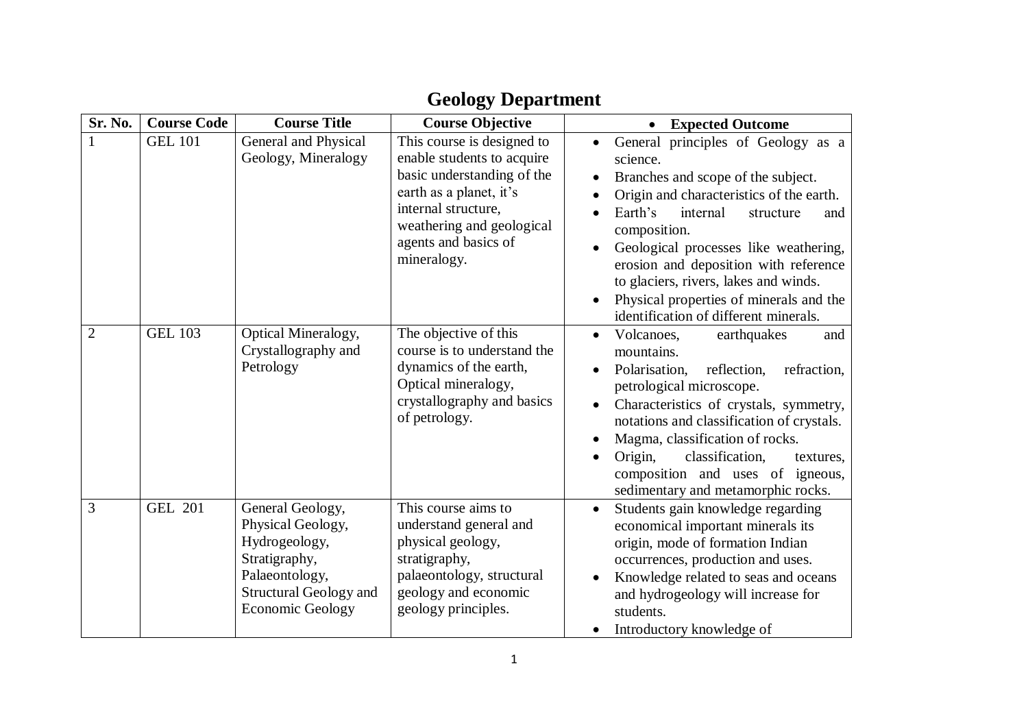# Geology Department

| Sr. No. | Course Code | Course Title | Course Objective | Expected Outcome |
|---|---|---|---|---|
| 1 | GEL 101 | General and Physical Geology, Mineralogy | This course is designed to enable students to acquire basic understanding of the earth as a planet, it's internal structure, weathering and geological agents and basics of mineralogy. | • General principles of Geology as a science.<br>• Branches and scope of the subject.<br>• Origin and characteristics of the earth.<br>• Earth's internal structure and composition.<br>• Geological processes like weathering, erosion and deposition with reference to glaciers, rivers, lakes and winds.<br>• Physical properties of minerals and the identification of different minerals. |
| 2 | GEL 103 | Optical Mineralogy, Crystallography and Petrology | The objective of this course is to understand the dynamics of the earth, Optical mineralogy, crystallography and basics of petrology. | • Volcanoes, earthquakes and mountains.<br>• Polarisation, reflection, refraction, petrological microscope.<br>• Characteristics of crystals, symmetry, notations and classification of crystals.<br>• Magma, classification of rocks.<br>• Origin, classification, textures, composition and uses of igneous, sedimentary and metamorphic rocks. |
| 3 | GEL 201 | General Geology, Physical Geology, Hydrogeology, Stratigraphy, Palaeontology, Structural Geology and Economic Geology | This course aims to understand general and physical geology, stratigraphy, palaeontology, structural geology and economic geology principles. | • Students gain knowledge regarding economical important minerals its origin, mode of formation Indian occurrences, production and uses.<br>• Knowledge related to seas and oceans and hydrogeology will increase for students.<br>• Introductory knowledge of |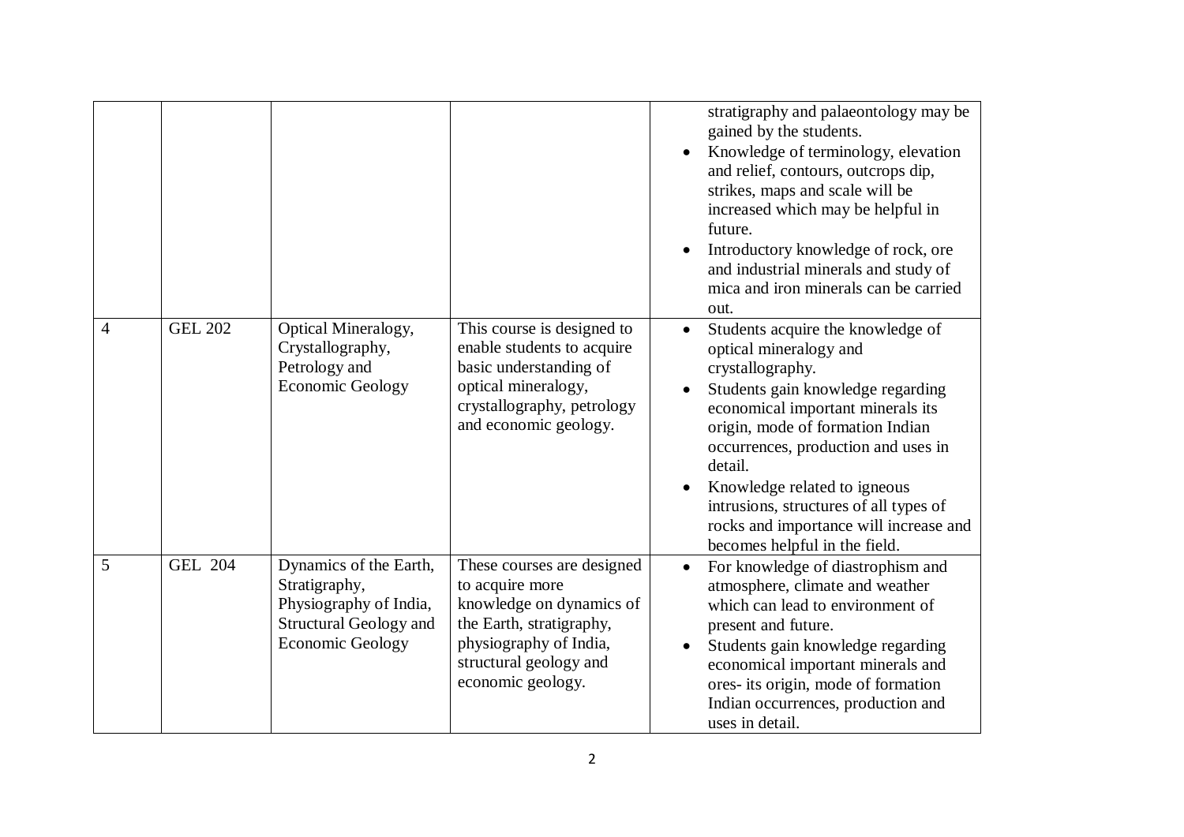| | | | | |
|---|---|---|---|---|
| | | | | stratigraphy and palaeontology may be gained by the students.<br>• Knowledge of terminology, elevation and relief, contours, outcrops dip, strikes, maps and scale will be increased which may be helpful in future.<br>• Introductory knowledge of rock, ore and industrial minerals and study of mica and iron minerals can be carried out. |
| 4 | GEL 202 | Optical Mineralogy, Crystallography, Petrology and Economic Geology | This course is designed to enable students to acquire basic understanding of optical mineralogy, crystallography, petrology and economic geology. | • Students acquire the knowledge of optical mineralogy and crystallography.<br>• Students gain knowledge regarding economical important minerals its origin, mode of formation Indian occurrences, production and uses in detail.<br>• Knowledge related to igneous intrusions, structures of all types of rocks and importance will increase and becomes helpful in the field. |
| 5 | GEL 204 | Dynamics of the Earth, Stratigraphy, Physiography of India, Structural Geology and Economic Geology | These courses are designed to acquire more knowledge on dynamics of the Earth, stratigraphy, physiography of India, structural geology and economic geology. | • For knowledge of diastrophism and atmosphere, climate and weather which can lead to environment of present and future.<br>• Students gain knowledge regarding economical important minerals and ores- its origin, mode of formation Indian occurrences, production and uses in detail. |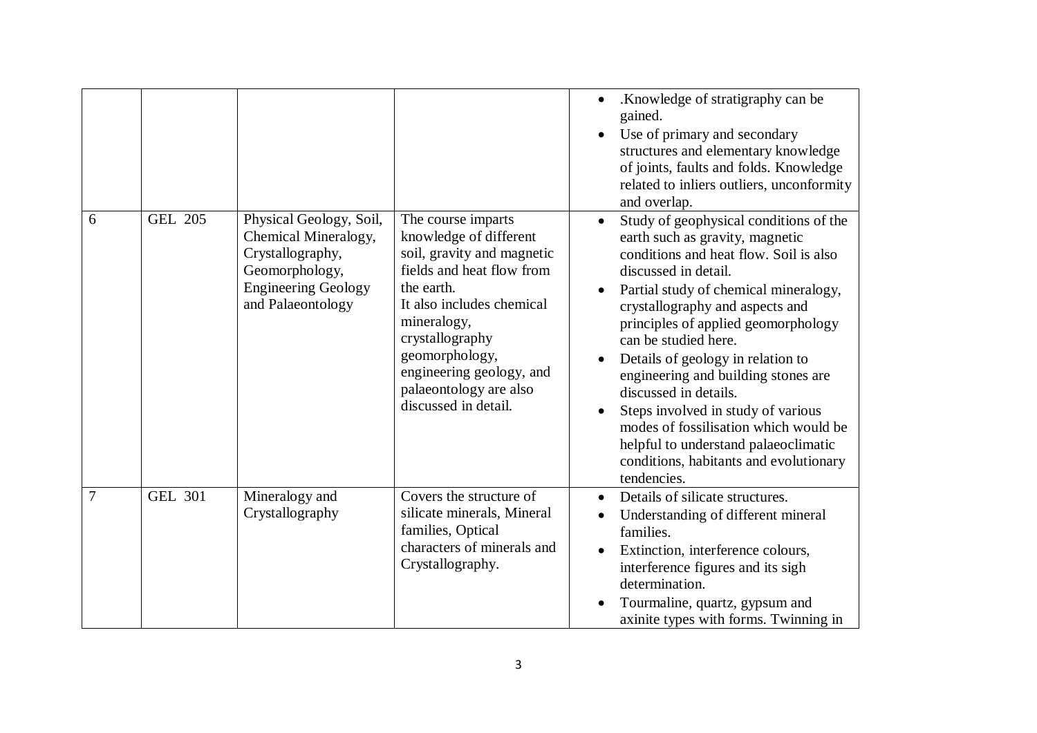| | | | | |
|---|---|---|---|---|
| | | | | • .Knowledge of stratigraphy can be gained.<br>• Use of primary and secondary structures and elementary knowledge of joints, faults and folds. Knowledge related to inliers outliers, unconformity and overlap. |
| 6 | GEL 205 | Physical Geology, Soil, Chemical Mineralogy, Crystallography, Geomorphology, Engineering Geology and Palaeontology | The course imparts knowledge of different soil, gravity and magnetic fields and heat flow from the earth.<br>It also includes chemical mineralogy, crystallography geomorphology, engineering geology, and palaeontology are also discussed in detail. | • Study of geophysical conditions of the earth such as gravity, magnetic conditions and heat flow. Soil is also discussed in detail.<br>• Partial study of chemical mineralogy, crystallography and aspects and principles of applied geomorphology can be studied here.<br>• Details of geology in relation to engineering and building stones are discussed in details.<br>• Steps involved in study of various modes of fossilisation which would be helpful to understand palaeoclimatic conditions, habitants and evolutionary tendencies. |
| 7 | GEL 301 | Mineralogy and Crystallography | Covers the structure of silicate minerals, Mineral families, Optical characters of minerals and Crystallography. | • Details of silicate structures.<br>• Understanding of different mineral families.<br>• Extinction, interference colours, interference figures and its sigh determination.<br>• Tourmaline, quartz, gypsum and axinite types with forms. Twinning in |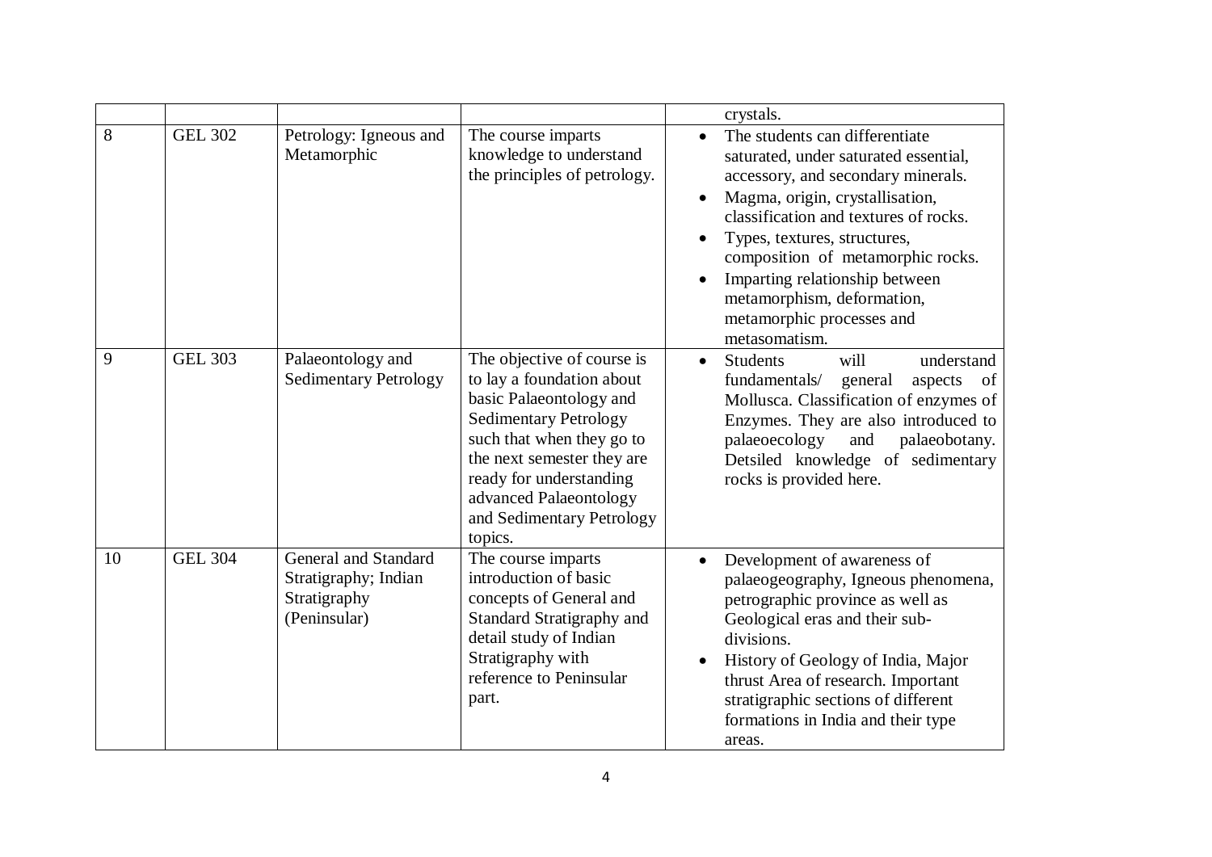| | | | | crystals. |
|---|---|---|---|---|
| 8 | GEL 302 | Petrology: Igneous and Metamorphic | The course imparts knowledge to understand the principles of petrology. | • The students can differentiate saturated, under saturated essential, accessory, and secondary minerals.<br>• Magma, origin, crystallisation, classification and textures of rocks.<br>• Types, textures, structures, composition of metamorphic rocks.<br>• Imparting relationship between metamorphism, deformation, metamorphic processes and metasomatism. |
| 9 | GEL 303 | Palaeontology and Sedimentary Petrology | The objective of course is to lay a foundation about basic Palaeontology and Sedimentary Petrology such that when they go to the next semester they are ready for understanding advanced Palaeontology and Sedimentary Petrology topics. | • Students will understand fundamentals/ general aspects of Mollusca. Classification of enzymes of Enzymes. They are also introduced to palaeoecology and palaeobotany. Detsiled knowledge of sedimentary rocks is provided here. |
| 10 | GEL 304 | General and Standard Stratigraphy; Indian Stratigraphy (Peninsular) | The course imparts introduction of basic concepts of General and Standard Stratigraphy and detail study of Indian Stratigraphy with reference to Peninsular part. | • Development of awareness of palaeogeography, Igneous phenomena, petrographic province as well as Geological eras and their sub-divisions.<br>• History of Geology of India, Major thrust Area of research. Important stratigraphic sections of different formations in India and their type areas. |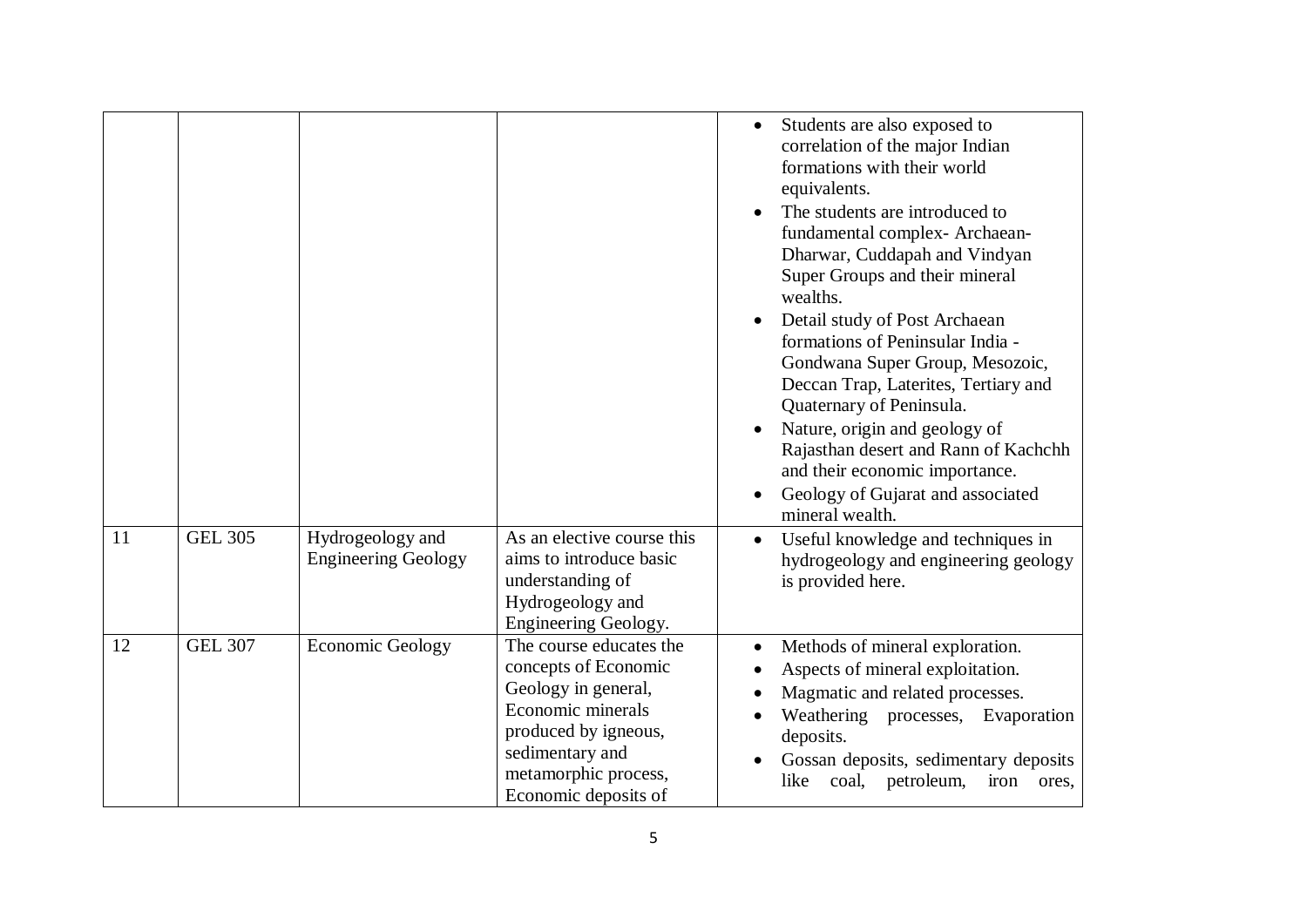| | | | | |
|---|---|---|---|---|
| | | | | • Students are also exposed to correlation of the major Indian formations with their world equivalents.<br>• The students are introduced to fundamental complex- Archaean-Dharwar, Cuddapah and Vindyan Super Groups and their mineral wealths.<br>• Detail study of Post Archaean formations of Peninsular India - Gondwana Super Group, Mesozoic, Deccan Trap, Laterites, Tertiary and Quaternary of Peninsula.<br>• Nature, origin and geology of Rajasthan desert and Rann of Kachchh and their economic importance.<br>• Geology of Gujarat and associated mineral wealth. |
| 11 | GEL 305 | Hydrogeology and Engineering Geology | As an elective course this aims to introduce basic understanding of Hydrogeology and Engineering Geology. | • Useful knowledge and techniques in hydrogeology and engineering geology is provided here. |
| 12 | GEL 307 | Economic Geology | The course educates the concepts of Economic Geology in general, Economic minerals produced by igneous, sedimentary and metamorphic process, Economic deposits of | • Methods of mineral exploration.<br>• Aspects of mineral exploitation.<br>• Magmatic and related processes.<br>• Weathering processes, Evaporation deposits.<br>• Gossan deposits, sedimentary deposits like coal, petroleum, iron ores, |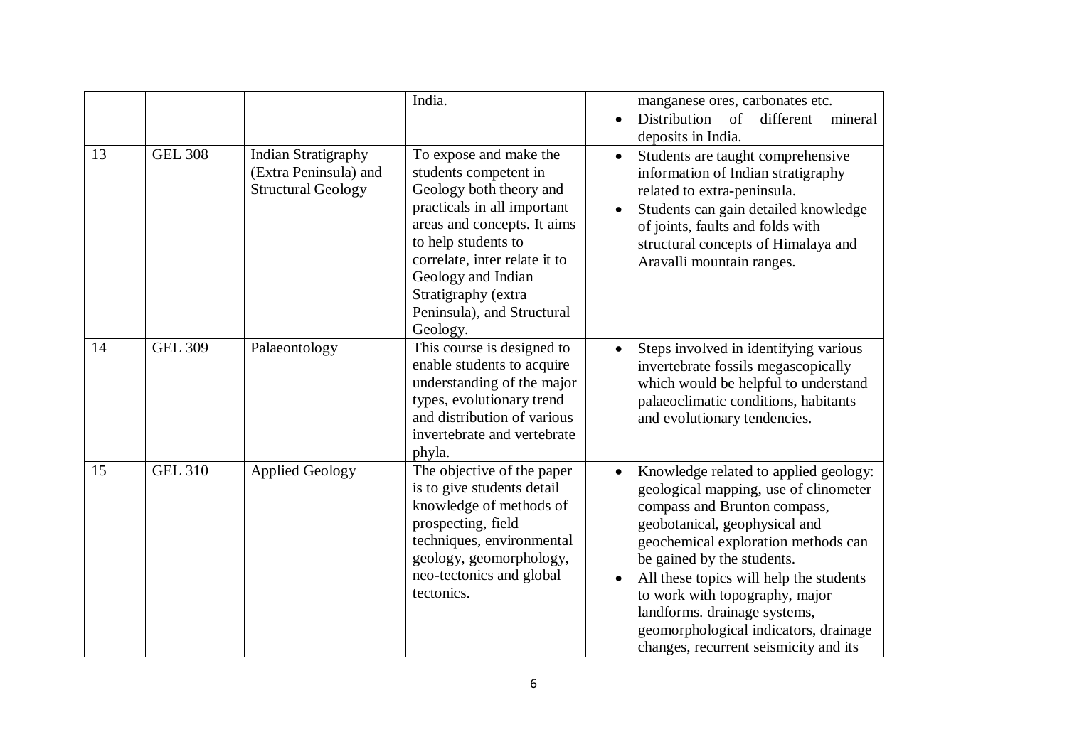|  |  |  | India. | • manganese ores, carbonates etc.<br>• Distribution of different mineral deposits in India. |
|---|---|---|---|---|
| 13 | GEL 308 | Indian Stratigraphy (Extra Peninsula) and Structural Geology | To expose and make the students competent in Geology both theory and practicals in all important areas and concepts. It aims to help students to correlate, inter relate it to Geology and Indian Stratigraphy (extra Peninsula), and Structural Geology. | • Students are taught comprehensive information of Indian stratigraphy related to extra-peninsula.<br>• Students can gain detailed knowledge of joints, faults and folds with structural concepts of Himalaya and Aravalli mountain ranges. |
| 14 | GEL 309 | Palaeontology | This course is designed to enable students to acquire understanding of the major types, evolutionary trend and distribution of various invertebrate and vertebrate phyla. | • Steps involved in identifying various invertebrate fossils megascopically which would be helpful to understand palaeoclimatic conditions, habitants and evolutionary tendencies. |
| 15 | GEL 310 | Applied Geology | The objective of the paper is to give students detail knowledge of methods of prospecting, field techniques, environmental geology, geomorphology, neo-tectonics and global tectonics. | • Knowledge related to applied geology: geological mapping, use of clinometer compass and Brunton compass, geobotanical, geophysical and geochemical exploration methods can be gained by the students.<br>• All these topics will help the students to work with topography, major landforms. drainage systems, geomorphological indicators, drainage changes, recurrent seismicity and its |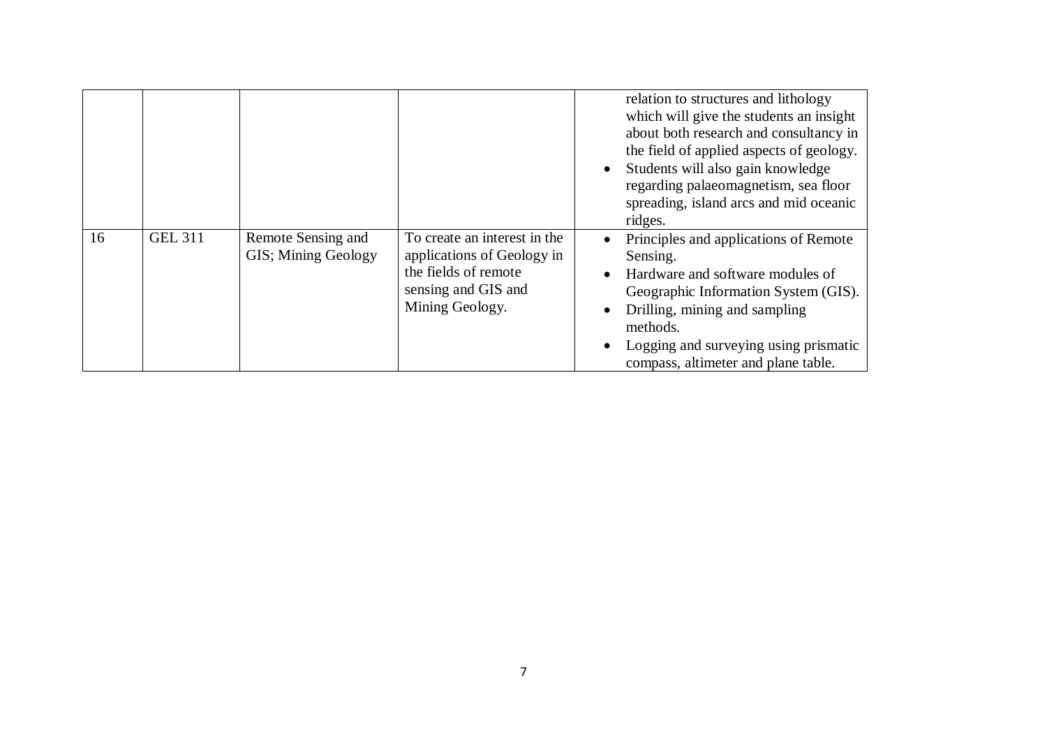| | | | | |
|---|---|---|---|---|
| | | | | relation to structures and lithology which will give the students an insight about both research and consultancy in the field of applied aspects of geology.<br>• Students will also gain knowledge regarding palaeomagnetism, sea floor spreading, island arcs and mid oceanic ridges. |
| 16 | GEL 311 | Remote Sensing and GIS; Mining Geology | To create an interest in the applications of Geology in the fields of remote sensing and GIS and Mining Geology. | • Principles and applications of Remote Sensing.<br>• Hardware and software modules of Geographic Information System (GIS).<br>• Drilling, mining and sampling methods.<br>• Logging and surveying using prismatic compass, altimeter and plane table. |